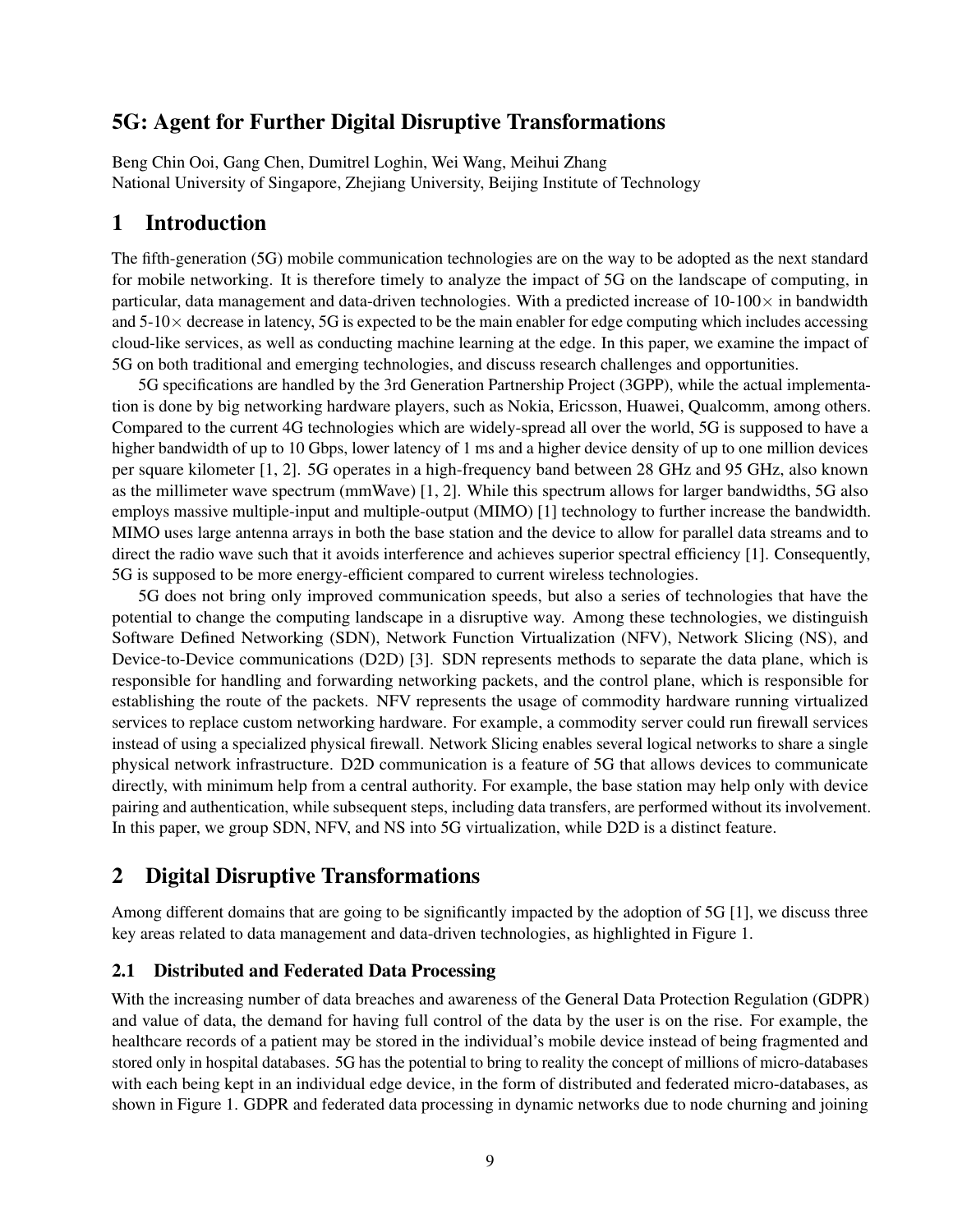# 5G: Agent for Further Digital Disruptive Transformations

Beng Chin Ooi, Gang Chen, Dumitrel Loghin, Wei Wang, Meihui Zhang
National University of Singapore, Zhejiang University, Beijing Institute of Technology

## 1 Introduction

The fifth-generation (5G) mobile communication technologies are on the way to be adopted as the next standard for mobile networking. It is therefore timely to analyze the impact of 5G on the landscape of computing, in particular, data management and data-driven technologies. With a predicted increase of 10-100$\times$ in bandwidth and 5-10$\times$ decrease in latency, 5G is expected to be the main enabler for edge computing which includes accessing cloud-like services, as well as conducting machine learning at the edge. In this paper, we examine the impact of 5G on both traditional and emerging technologies, and discuss research challenges and opportunities.

5G specifications are handled by the 3rd Generation Partnership Project (3GPP), while the actual implementation is done by big networking hardware players, such as Nokia, Ericsson, Huawei, Qualcomm, among others. Compared to the current 4G technologies which are widely-spread all over the world, 5G is supposed to have a higher bandwidth of up to 10 Gbps, lower latency of 1 ms and a higher device density of up to one million devices per square kilometer [1, 2]. 5G operates in a high-frequency band between 28 GHz and 95 GHz, also known as the millimeter wave spectrum (mmWave) [1, 2]. While this spectrum allows for larger bandwidths, 5G also employs massive multiple-input and multiple-output (MIMO) [1] technology to further increase the bandwidth. MIMO uses large antenna arrays in both the base station and the device to allow for parallel data streams and to direct the radio wave such that it avoids interference and achieves superior spectral efficiency [1]. Consequently, 5G is supposed to be more energy-efficient compared to current wireless technologies.

5G does not bring only improved communication speeds, but also a series of technologies that have the potential to change the computing landscape in a disruptive way. Among these technologies, we distinguish Software Defined Networking (SDN), Network Function Virtualization (NFV), Network Slicing (NS), and Device-to-Device communications (D2D) [3]. SDN represents methods to separate the data plane, which is responsible for handling and forwarding networking packets, and the control plane, which is responsible for establishing the route of the packets. NFV represents the usage of commodity hardware running virtualized services to replace custom networking hardware. For example, a commodity server could run firewall services instead of using a specialized physical firewall. Network Slicing enables several logical networks to share a single physical network infrastructure. D2D communication is a feature of 5G that allows devices to communicate directly, with minimum help from a central authority. For example, the base station may help only with device pairing and authentication, while subsequent steps, including data transfers, are performed without its involvement. In this paper, we group SDN, NFV, and NS into 5G virtualization, while D2D is a distinct feature.

## 2 Digital Disruptive Transformations

Among different domains that are going to be significantly impacted by the adoption of 5G [1], we discuss three key areas related to data management and data-driven technologies, as highlighted in Figure 1.

### 2.1 Distributed and Federated Data Processing

With the increasing number of data breaches and awareness of the General Data Protection Regulation (GDPR) and value of data, the demand for having full control of the data by the user is on the rise. For example, the healthcare records of a patient may be stored in the individual's mobile device instead of being fragmented and stored only in hospital databases. 5G has the potential to bring to reality the concept of millions of micro-databases with each being kept in an individual edge device, in the form of distributed and federated micro-databases, as shown in Figure 1. GDPR and federated data processing in dynamic networks due to node churning and joining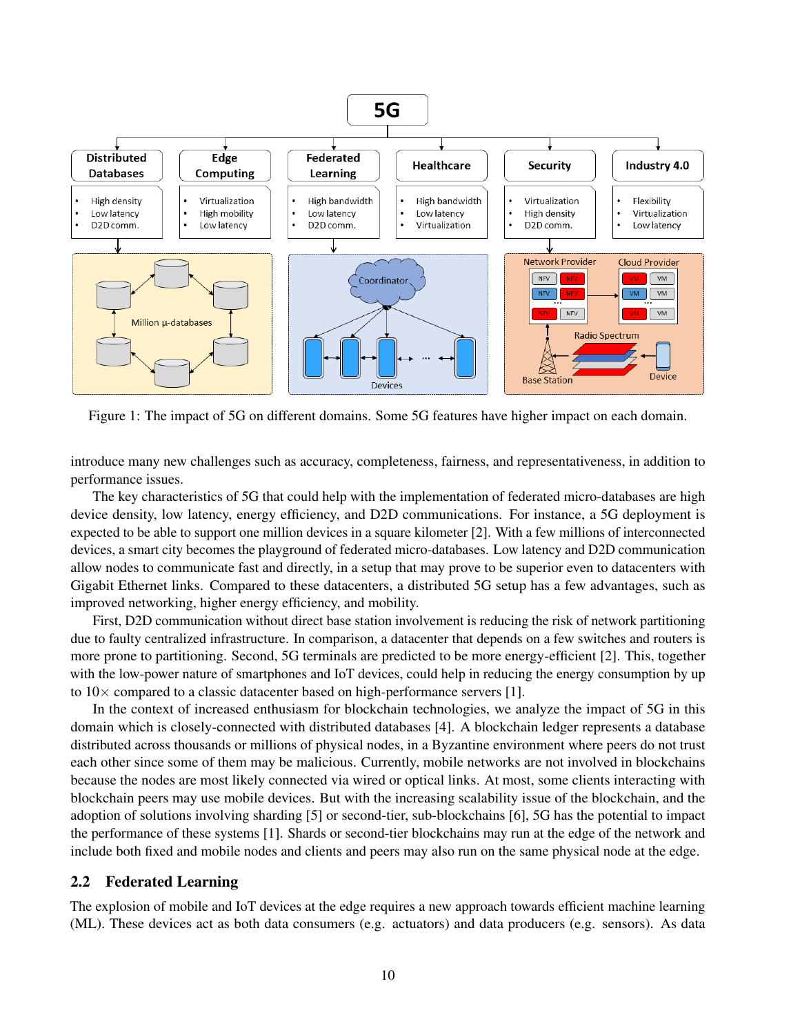5G

Distributed Databases
- High density
- Low latency
- D2D comm.

Edge Computing
- Virtualization
- High mobility
- Low latency

Federated Learning
- High bandwidth
- Low latency
- D2D comm.

Healthcare
- High bandwidth
- Low latency
- Virtualization

Security
- Virtualization
- High density
- D2D comm.

Industry 4.0
- Flexibility
- Virtualization
- Low latency

Million μ-databases

Coordinator

Devices

Network Provider

NFV NFV NFV NFV NFV NFV

Cloud Provider

VM VM VM VM VM VM

Radio Spectrum

Base Station

Device

Figure 1: The impact of 5G on different domains. Some 5G features have higher impact on each domain.

introduce many new challenges such as accuracy, completeness, fairness, and representativeness, in addition to performance issues.

The key characteristics of 5G that could help with the implementation of federated micro-databases are high device density, low latency, energy efficiency, and D2D communications. For instance, a 5G deployment is expected to be able to support one million devices in a square kilometer [2]. With a few millions of interconnected devices, a smart city becomes the playground of federated micro-databases. Low latency and D2D communication allow nodes to communicate fast and directly, in a setup that may prove to be superior even to datacenters with Gigabit Ethernet links. Compared to these datacenters, a distributed 5G setup has a few advantages, such as improved networking, higher energy efficiency, and mobility.

First, D2D communication without direct base station involvement is reducing the risk of network partitioning due to faulty centralized infrastructure. In comparison, a datacenter that depends on a few switches and routers is more prone to partitioning. Second, 5G terminals are predicted to be more energy-efficient [2]. This, together with the low-power nature of smartphones and IoT devices, could help in reducing the energy consumption by up to $10\times$ compared to a classic datacenter based on high-performance servers [1].

In the context of increased enthusiasm for blockchain technologies, we analyze the impact of 5G in this domain which is closely-connected with distributed databases [4]. A blockchain ledger represents a database distributed across thousands or millions of physical nodes, in a Byzantine environment where peers do not trust each other since some of them may be malicious. Currently, mobile networks are not involved in blockchains because the nodes are most likely connected via wired or optical links. At most, some clients interacting with blockchain peers may use mobile devices. But with the increasing scalability issue of the blockchain, and the adoption of solutions involving sharding [5] or second-tier, sub-blockchains [6], 5G has the potential to impact the performance of these systems [1]. Shards or second-tier blockchains may run at the edge of the network and include both fixed and mobile nodes and clients and peers may also run on the same physical node at the edge.

## 2.2 Federated Learning

The explosion of mobile and IoT devices at the edge requires a new approach towards efficient machine learning (ML). These devices act as both data consumers (e.g. actuators) and data producers (e.g. sensors). As data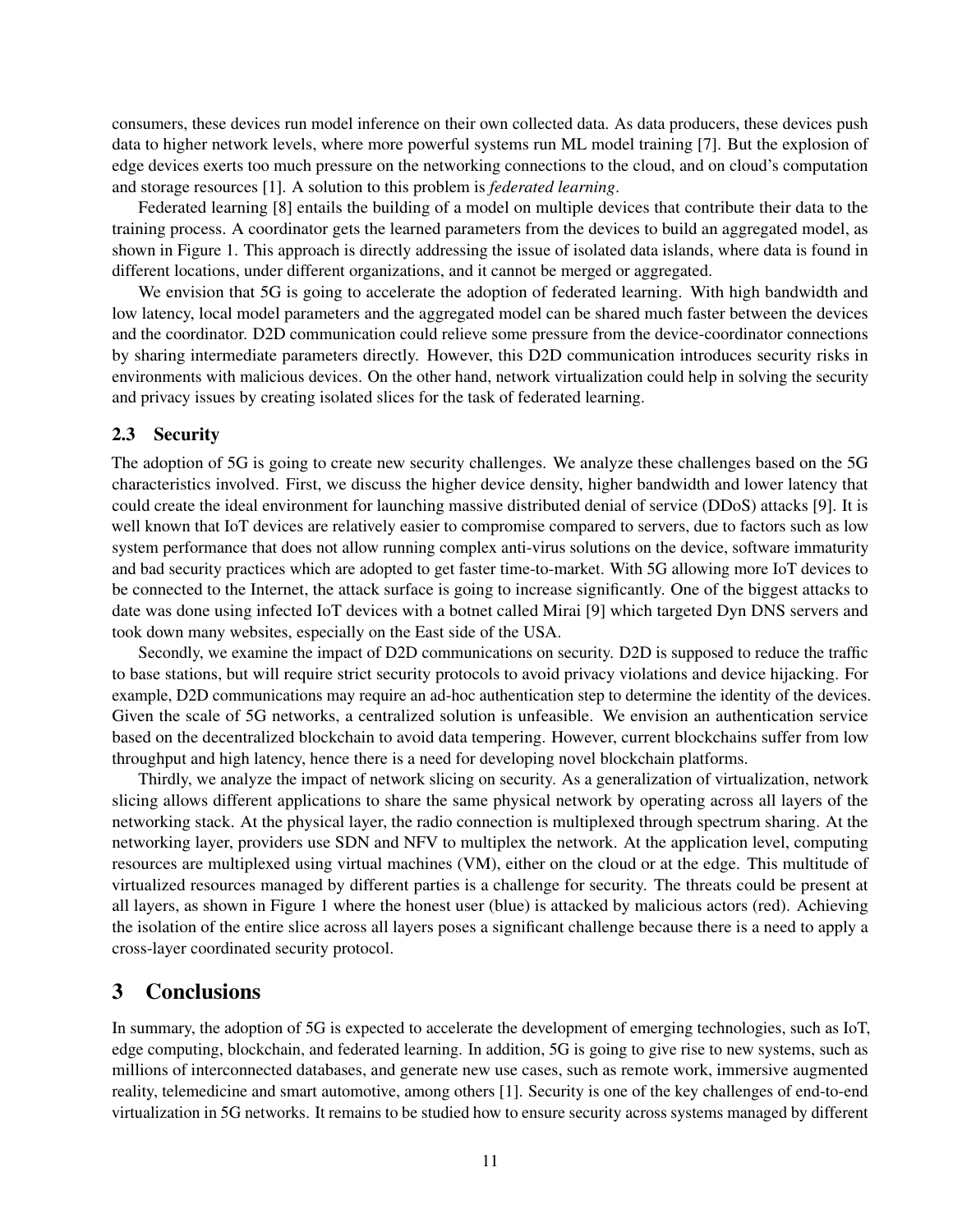consumers, these devices run model inference on their own collected data. As data producers, these devices push data to higher network levels, where more powerful systems run ML model training [7]. But the explosion of edge devices exerts too much pressure on the networking connections to the cloud, and on cloud's computation and storage resources [1]. A solution to this problem is *federated learning*.

Federated learning [8] entails the building of a model on multiple devices that contribute their data to the training process. A coordinator gets the learned parameters from the devices to build an aggregated model, as shown in Figure 1. This approach is directly addressing the issue of isolated data islands, where data is found in different locations, under different organizations, and it cannot be merged or aggregated.

We envision that 5G is going to accelerate the adoption of federated learning. With high bandwidth and low latency, local model parameters and the aggregated model can be shared much faster between the devices and the coordinator. D2D communication could relieve some pressure from the device-coordinator connections by sharing intermediate parameters directly. However, this D2D communication introduces security risks in environments with malicious devices. On the other hand, network virtualization could help in solving the security and privacy issues by creating isolated slices for the task of federated learning.

### 2.3 Security

The adoption of 5G is going to create new security challenges. We analyze these challenges based on the 5G characteristics involved. First, we discuss the higher device density, higher bandwidth and lower latency that could create the ideal environment for launching massive distributed denial of service (DDoS) attacks [9]. It is well known that IoT devices are relatively easier to compromise compared to servers, due to factors such as low system performance that does not allow running complex anti-virus solutions on the device, software immaturity and bad security practices which are adopted to get faster time-to-market. With 5G allowing more IoT devices to be connected to the Internet, the attack surface is going to increase significantly. One of the biggest attacks to date was done using infected IoT devices with a botnet called Mirai [9] which targeted Dyn DNS servers and took down many websites, especially on the East side of the USA.

Secondly, we examine the impact of D2D communications on security. D2D is supposed to reduce the traffic to base stations, but will require strict security protocols to avoid privacy violations and device hijacking. For example, D2D communications may require an ad-hoc authentication step to determine the identity of the devices. Given the scale of 5G networks, a centralized solution is unfeasible. We envision an authentication service based on the decentralized blockchain to avoid data tempering. However, current blockchains suffer from low throughput and high latency, hence there is a need for developing novel blockchain platforms.

Thirdly, we analyze the impact of network slicing on security. As a generalization of virtualization, network slicing allows different applications to share the same physical network by operating across all layers of the networking stack. At the physical layer, the radio connection is multiplexed through spectrum sharing. At the networking layer, providers use SDN and NFV to multiplex the network. At the application level, computing resources are multiplexed using virtual machines (VM), either on the cloud or at the edge. This multitude of virtualized resources managed by different parties is a challenge for security. The threats could be present at all layers, as shown in Figure 1 where the honest user (blue) is attacked by malicious actors (red). Achieving the isolation of the entire slice across all layers poses a significant challenge because there is a need to apply a cross-layer coordinated security protocol.

## 3 Conclusions

In summary, the adoption of 5G is expected to accelerate the development of emerging technologies, such as IoT, edge computing, blockchain, and federated learning. In addition, 5G is going to give rise to new systems, such as millions of interconnected databases, and generate new use cases, such as remote work, immersive augmented reality, telemedicine and smart automotive, among others [1]. Security is one of the key challenges of end-to-end virtualization in 5G networks. It remains to be studied how to ensure security across systems managed by different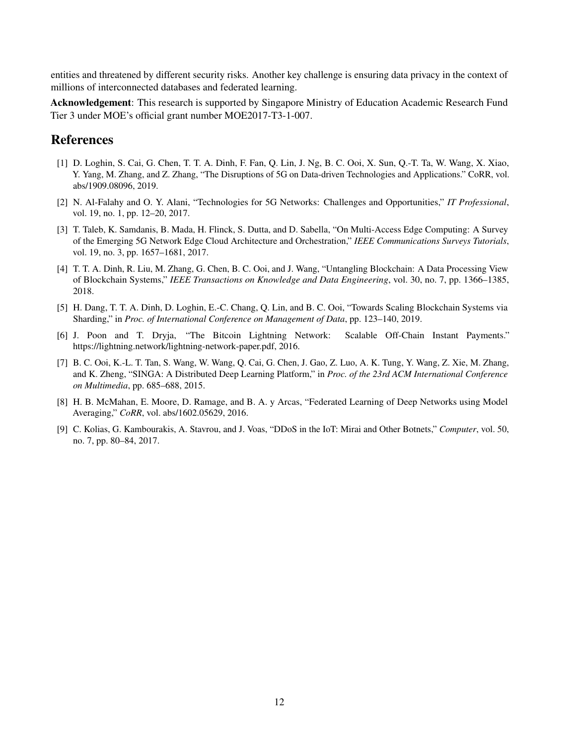entities and threatened by different security risks. Another key challenge is ensuring data privacy in the context of millions of interconnected databases and federated learning.

**Acknowledgement**: This research is supported by Singapore Ministry of Education Academic Research Fund Tier 3 under MOE's official grant number MOE2017-T3-1-007.

# References

[1] D. Loghin, S. Cai, G. Chen, T. T. A. Dinh, F. Fan, Q. Lin, J. Ng, B. C. Ooi, X. Sun, Q.-T. Ta, W. Wang, X. Xiao, Y. Yang, M. Zhang, and Z. Zhang, "The Disruptions of 5G on Data-driven Technologies and Applications." CoRR, vol. abs/1909.08096, 2019.

[2] N. Al-Falahy and O. Y. Alani, "Technologies for 5G Networks: Challenges and Opportunities," *IT Professional*, vol. 19, no. 1, pp. 12–20, 2017.

[3] T. Taleb, K. Samdanis, B. Mada, H. Flinck, S. Dutta, and D. Sabella, "On Multi-Access Edge Computing: A Survey of the Emerging 5G Network Edge Cloud Architecture and Orchestration," *IEEE Communications Surveys Tutorials*, vol. 19, no. 3, pp. 1657–1681, 2017.

[4] T. T. A. Dinh, R. Liu, M. Zhang, G. Chen, B. C. Ooi, and J. Wang, "Untangling Blockchain: A Data Processing View of Blockchain Systems," *IEEE Transactions on Knowledge and Data Engineering*, vol. 30, no. 7, pp. 1366–1385, 2018.

[5] H. Dang, T. T. A. Dinh, D. Loghin, E.-C. Chang, Q. Lin, and B. C. Ooi, "Towards Scaling Blockchain Systems via Sharding," in *Proc. of International Conference on Management of Data*, pp. 123–140, 2019.

[6] J. Poon and T. Dryja, "The Bitcoin Lightning Network: Scalable Off-Chain Instant Payments." https://lightning.network/lightning-network-paper.pdf, 2016.

[7] B. C. Ooi, K.-L. T. Tan, S. Wang, W. Wang, Q. Cai, G. Chen, J. Gao, Z. Luo, A. K. Tung, Y. Wang, Z. Xie, M. Zhang, and K. Zheng, "SINGA: A Distributed Deep Learning Platform," in *Proc. of the 23rd ACM International Conference on Multimedia*, pp. 685–688, 2015.

[8] H. B. McMahan, E. Moore, D. Ramage, and B. A. y Arcas, "Federated Learning of Deep Networks using Model Averaging," *CoRR*, vol. abs/1602.05629, 2016.

[9] C. Kolias, G. Kambourakis, A. Stavrou, and J. Voas, "DDoS in the IoT: Mirai and Other Botnets," *Computer*, vol. 50, no. 7, pp. 80–84, 2017.